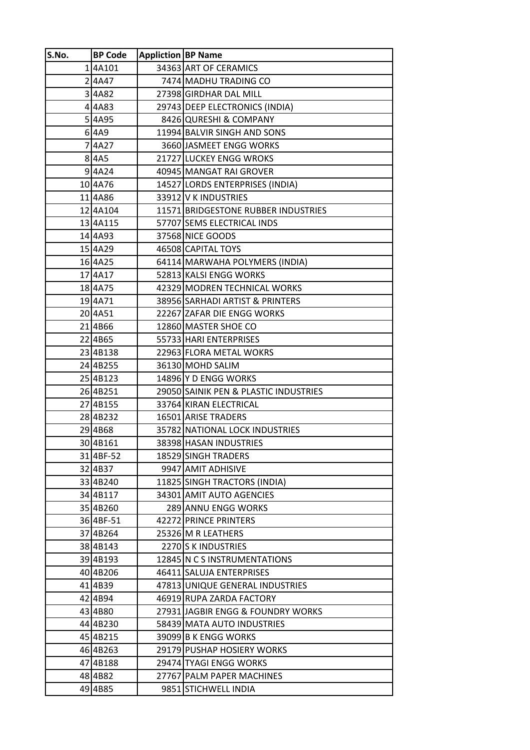| S.No. | BP Code | Appliction | BP Name |
|---|---|---|---|
| 1 | 4A101 | 34363 | ART OF CERAMICS |
| 2 | 4A47 | 7474 | MADHU TRADING CO |
| 3 | 4A82 | 27398 | GIRDHAR DAL MILL |
| 4 | 4A83 | 29743 | DEEP ELECTRONICS (INDIA) |
| 5 | 4A95 | 8426 | QURESHI & COMPANY |
| 6 | 4A9 | 11994 | BALVIR SINGH AND SONS |
| 7 | 4A27 | 3660 | JASMEET ENGG WORKS |
| 8 | 4A5 | 21727 | LUCKEY ENGG WROKS |
| 9 | 4A24 | 40945 | MANGAT RAI GROVER |
| 10 | 4A76 | 14527 | LORDS ENTERPRISES (INDIA) |
| 11 | 4A86 | 33912 | V K INDUSTRIES |
| 12 | 4A104 | 11571 | BRIDGESTONE RUBBER INDUSTRIES |
| 13 | 4A115 | 57707 | SEMS ELECTRICAL INDS |
| 14 | 4A93 | 37568 | NICE GOODS |
| 15 | 4A29 | 46508 | CAPITAL TOYS |
| 16 | 4A25 | 64114 | MARWAHA POLYMERS (INDIA) |
| 17 | 4A17 | 52813 | KALSI ENGG WORKS |
| 18 | 4A75 | 42329 | MODREN TECHNICAL WORKS |
| 19 | 4A71 | 38956 | SARHADI ARTIST & PRINTERS |
| 20 | 4A51 | 22267 | ZAFAR DIE ENGG WORKS |
| 21 | 4B66 | 12860 | MASTER SHOE CO |
| 22 | 4B65 | 55733 | HARI ENTERPRISES |
| 23 | 4B138 | 22963 | FLORA METAL WOKRS |
| 24 | 4B255 | 36130 | MOHD SALIM |
| 25 | 4B123 | 14896 | Y D ENGG WORKS |
| 26 | 4B251 | 29050 | SAINIK PEN & PLASTIC INDUSTRIES |
| 27 | 4B155 | 33764 | KIRAN ELECTRICAL |
| 28 | 4B232 | 16501 | ARISE TRADERS |
| 29 | 4B68 | 35782 | NATIONAL LOCK INDUSTRIES |
| 30 | 4B161 | 38398 | HASAN INDUSTRIES |
| 31 | 4BF-52 | 18529 | SINGH TRADERS |
| 32 | 4B37 | 9947 | AMIT ADHISIVE |
| 33 | 4B240 | 11825 | SINGH TRACTORS (INDIA) |
| 34 | 4B117 | 34301 | AMIT AUTO AGENCIES |
| 35 | 4B260 | 289 | ANNU ENGG WORKS |
| 36 | 4BF-51 | 42272 | PRINCE PRINTERS |
| 37 | 4B264 | 25326 | M R LEATHERS |
| 38 | 4B143 | 2270 | S K INDUSTRIES |
| 39 | 4B193 | 12845 | N C S INSTRUMENTATIONS |
| 40 | 4B206 | 46411 | SALUJA ENTERPRISES |
| 41 | 4B39 | 47813 | UNIQUE GENERAL INDUSTRIES |
| 42 | 4B94 | 46919 | RUPA ZARDA FACTORY |
| 43 | 4B80 | 27931 | JAGBIR ENGG & FOUNDRY WORKS |
| 44 | 4B230 | 58439 | MATA AUTO INDUSTRIES |
| 45 | 4B215 | 39099 | B K ENGG WORKS |
| 46 | 4B263 | 29179 | PUSHAP HOSIERY WORKS |
| 47 | 4B188 | 29474 | TYAGI ENGG WORKS |
| 48 | 4B82 | 27767 | PALM PAPER MACHINES |
| 49 | 4B85 | 9851 | STICHWELL INDIA |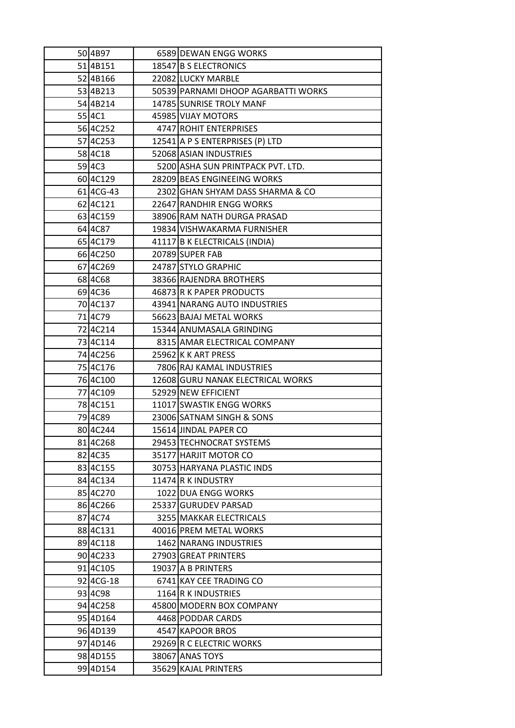| 50 | 4B97 | 6589 | DEWAN ENGG WORKS |
|---|---|---|---|
| 51 | 4B151 | 18547 | B S ELECTRONICS |
| 52 | 4B166 | 22082 | LUCKY MARBLE |
| 53 | 4B213 | 50539 | PARNAMI DHOOP AGARBATTI WORKS |
| 54 | 4B214 | 14785 | SUNRISE TROLY MANF |
| 55 | 4C1 | 45985 | VIJAY MOTORS |
| 56 | 4C252 | 4747 | ROHIT ENTERPRISES |
| 57 | 4C253 | 12541 | A P S ENTERPRISES (P) LTD |
| 58 | 4C18 | 52068 | ASIAN INDUSTRIES |
| 59 | 4C3 | 5200 | ASHA SUN PRINTPACK PVT. LTD. |
| 60 | 4C129 | 28209 | BEAS ENGINEEING WORKS |
| 61 | 4CG-43 | 2302 | GHAN SHYAM DASS SHARMA & CO |
| 62 | 4C121 | 22647 | RANDHIR ENGG WORKS |
| 63 | 4C159 | 38906 | RAM NATH DURGA PRASAD |
| 64 | 4C87 | 19834 | VISHWAKARMA FURNISHER |
| 65 | 4C179 | 41117 | B K ELECTRICALS (INDIA) |
| 66 | 4C250 | 20789 | SUPER FAB |
| 67 | 4C269 | 24787 | STYLO GRAPHIC |
| 68 | 4C68 | 38366 | RAJENDRA BROTHERS |
| 69 | 4C36 | 46873 | R K PAPER PRODUCTS |
| 70 | 4C137 | 43941 | NARANG AUTO INDUSTRIES |
| 71 | 4C79 | 56623 | BAJAJ METAL WORKS |
| 72 | 4C214 | 15344 | ANUMASALA GRINDING |
| 73 | 4C114 | 8315 | AMAR ELECTRICAL COMPANY |
| 74 | 4C256 | 25962 | K K ART PRESS |
| 75 | 4C176 | 7806 | RAJ KAMAL INDUSTRIES |
| 76 | 4C100 | 12608 | GURU NANAK ELECTRICAL WORKS |
| 77 | 4C109 | 52929 | NEW EFFICIENT |
| 78 | 4C151 | 11017 | SWASTIK ENGG WORKS |
| 79 | 4C89 | 23006 | SATNAM SINGH & SONS |
| 80 | 4C244 | 15614 | JINDAL PAPER CO |
| 81 | 4C268 | 29453 | TECHNOCRAT SYSTEMS |
| 82 | 4C35 | 35177 | HARJIT MOTOR CO |
| 83 | 4C155 | 30753 | HARYANA PLASTIC INDS |
| 84 | 4C134 | 11474 | R K INDUSTRY |
| 85 | 4C270 | 1022 | DUA ENGG WORKS |
| 86 | 4C266 | 25337 | GURUDEV PARSAD |
| 87 | 4C74 | 3255 | MAKKAR ELECTRICALS |
| 88 | 4C131 | 40016 | PREM METAL WORKS |
| 89 | 4C118 | 1462 | NARANG INDUSTRIES |
| 90 | 4C233 | 27903 | GREAT PRINTERS |
| 91 | 4C105 | 19037 | A B PRINTERS |
| 92 | 4CG-18 | 6741 | KAY CEE TRADING CO |
| 93 | 4C98 | 1164 | R K INDUSTRIES |
| 94 | 4C258 | 45800 | MODERN BOX COMPANY |
| 95 | 4D164 | 4468 | PODDAR CARDS |
| 96 | 4D139 | 4547 | KAPOOR BROS |
| 97 | 4D146 | 29269 | R C ELECTRIC WORKS |
| 98 | 4D155 | 38067 | ANAS TOYS |
| 99 | 4D154 | 35629 | KAJAL PRINTERS |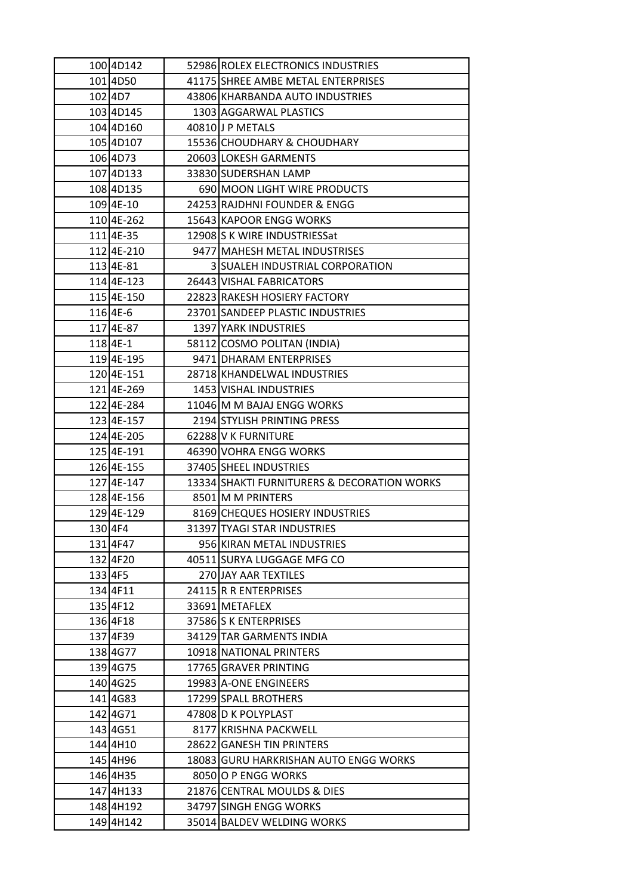| 100 | 4D142 | 52986 | ROLEX ELECTRONICS INDUSTRIES |
|---|---|---|---|
| 101 | 4D50 | 41175 | SHREE AMBE METAL ENTERPRISES |
| 102 | 4D7 | 43806 | KHARBANDA AUTO INDUSTRIES |
| 103 | 4D145 | 1303 | AGGARWAL PLASTICS |
| 104 | 4D160 | 40810 | J P METALS |
| 105 | 4D107 | 15536 | CHOUDHARY & CHOUDHARY |
| 106 | 4D73 | 20603 | LOKESH GARMENTS |
| 107 | 4D133 | 33830 | SUDERSHAN LAMP |
| 108 | 4D135 | 690 | MOON LIGHT WIRE PRODUCTS |
| 109 | 4E-10 | 24253 | RAJDHNI FOUNDER & ENGG |
| 110 | 4E-262 | 15643 | KAPOOR ENGG WORKS |
| 111 | 4E-35 | 12908 | S K WIRE INDUSTRIESSat |
| 112 | 4E-210 | 9477 | MAHESH METAL INDUSTRISES |
| 113 | 4E-81 | 3 | SUALEH INDUSTRIAL CORPORATION |
| 114 | 4E-123 | 26443 | VISHAL FABRICATORS |
| 115 | 4E-150 | 22823 | RAKESH HOSIERY FACTORY |
| 116 | 4E-6 | 23701 | SANDEEP PLASTIC INDUSTRIES |
| 117 | 4E-87 | 1397 | YARK INDUSTRIES |
| 118 | 4E-1 | 58112 | COSMO POLITAN (INDIA) |
| 119 | 4E-195 | 9471 | DHARAM ENTERPRISES |
| 120 | 4E-151 | 28718 | KHANDELWAL INDUSTRIES |
| 121 | 4E-269 | 1453 | VISHAL INDUSTRIES |
| 122 | 4E-284 | 11046 | M M BAJAJ ENGG WORKS |
| 123 | 4E-157 | 2194 | STYLISH PRINTING PRESS |
| 124 | 4E-205 | 62288 | V K FURNITURE |
| 125 | 4E-191 | 46390 | VOHRA ENGG WORKS |
| 126 | 4E-155 | 37405 | SHEEL INDUSTRIES |
| 127 | 4E-147 | 13334 | SHAKTI FURNITURERS & DECORATION WORKS |
| 128 | 4E-156 | 8501 | M M PRINTERS |
| 129 | 4E-129 | 8169 | CHEQUES HOSIERY INDUSTRIES |
| 130 | 4F4 | 31397 | TYAGI STAR INDUSTRIES |
| 131 | 4F47 | 956 | KIRAN METAL INDUSTRIES |
| 132 | 4F20 | 40511 | SURYA LUGGAGE MFG CO |
| 133 | 4F5 | 270 | JAY AAR TEXTILES |
| 134 | 4F11 | 24115 | R R ENTERPRISES |
| 135 | 4F12 | 33691 | METAFLEX |
| 136 | 4F18 | 37586 | S K ENTERPRISES |
| 137 | 4F39 | 34129 | TAR GARMENTS INDIA |
| 138 | 4G77 | 10918 | NATIONAL PRINTERS |
| 139 | 4G75 | 17765 | GRAVER PRINTING |
| 140 | 4G25 | 19983 | A-ONE ENGINEERS |
| 141 | 4G83 | 17299 | SPALL BROTHERS |
| 142 | 4G71 | 47808 | D K POLYPLAST |
| 143 | 4G51 | 8177 | KRISHNA PACKWELL |
| 144 | 4H10 | 28622 | GANESH TIN PRINTERS |
| 145 | 4H96 | 18083 | GURU HARKRISHAN AUTO ENGG WORKS |
| 146 | 4H35 | 8050 | O P ENGG WORKS |
| 147 | 4H133 | 21876 | CENTRAL MOULDS & DIES |
| 148 | 4H192 | 34797 | SINGH ENGG WORKS |
| 149 | 4H142 | 35014 | BALDEV WELDING WORKS |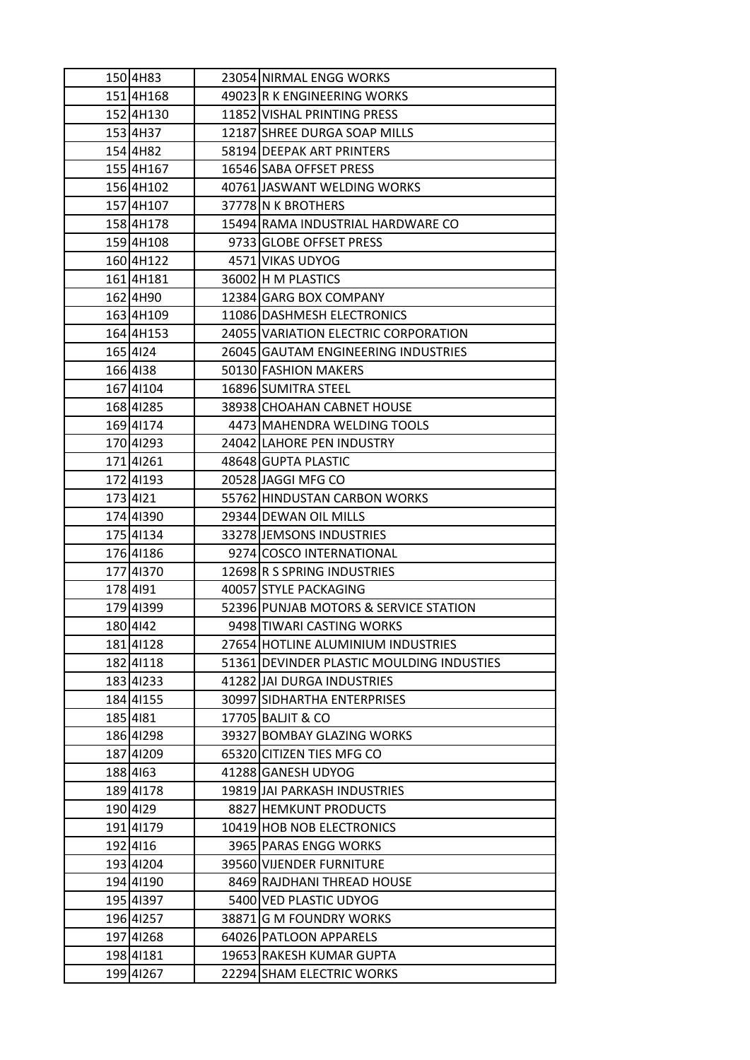| | | | |
|---|---|---|---|
| 150 | 4H83 | 23054 | NIRMAL ENGG WORKS |
| 151 | 4H168 | 49023 | R K ENGINEERING WORKS |
| 152 | 4H130 | 11852 | VISHAL PRINTING PRESS |
| 153 | 4H37 | 12187 | SHREE DURGA SOAP MILLS |
| 154 | 4H82 | 58194 | DEEPAK ART PRINTERS |
| 155 | 4H167 | 16546 | SABA OFFSET PRESS |
| 156 | 4H102 | 40761 | JASWANT WELDING WORKS |
| 157 | 4H107 | 37778 | N K BROTHERS |
| 158 | 4H178 | 15494 | RAMA INDUSTRIAL HARDWARE CO |
| 159 | 4H108 | 9733 | GLOBE OFFSET PRESS |
| 160 | 4H122 | 4571 | VIKAS UDYOG |
| 161 | 4H181 | 36002 | H M PLASTICS |
| 162 | 4H90 | 12384 | GARG BOX COMPANY |
| 163 | 4H109 | 11086 | DASHMESH ELECTRONICS |
| 164 | 4H153 | 24055 | VARIATION ELECTRIC CORPORATION |
| 165 | 4I24 | 26045 | GAUTAM ENGINEERING INDUSTRIES |
| 166 | 4I38 | 50130 | FASHION MAKERS |
| 167 | 4I104 | 16896 | SUMITRA STEEL |
| 168 | 4I285 | 38938 | CHOAHAN CABNET HOUSE |
| 169 | 4I174 | 4473 | MAHENDRA WELDING TOOLS |
| 170 | 4I293 | 24042 | LAHORE PEN INDUSTRY |
| 171 | 4I261 | 48648 | GUPTA PLASTIC |
| 172 | 4I193 | 20528 | JAGGI MFG CO |
| 173 | 4I21 | 55762 | HINDUSTAN CARBON WORKS |
| 174 | 4I390 | 29344 | DEWAN OIL MILLS |
| 175 | 4I134 | 33278 | JEMSONS INDUSTRIES |
| 176 | 4I186 | 9274 | COSCO INTERNATIONAL |
| 177 | 4I370 | 12698 | R S SPRING INDUSTRIES |
| 178 | 4I91 | 40057 | STYLE PACKAGING |
| 179 | 4I399 | 52396 | PUNJAB MOTORS & SERVICE STATION |
| 180 | 4I42 | 9498 | TIWARI CASTING WORKS |
| 181 | 4I128 | 27654 | HOTLINE ALUMINIUM INDUSTRIES |
| 182 | 4I118 | 51361 | DEVINDER PLASTIC MOULDING INDUSTIES |
| 183 | 4I233 | 41282 | JAI DURGA INDUSTRIES |
| 184 | 4I155 | 30997 | SIDHARTHA ENTERPRISES |
| 185 | 4I81 | 17705 | BALJIT & CO |
| 186 | 4I298 | 39327 | BOMBAY GLAZING WORKS |
| 187 | 4I209 | 65320 | CITIZEN TIES MFG CO |
| 188 | 4I63 | 41288 | GANESH UDYOG |
| 189 | 4I178 | 19819 | JAI PARKASH INDUSTRIES |
| 190 | 4I29 | 8827 | HEMKUNT PRODUCTS |
| 191 | 4I179 | 10419 | HOB NOB ELECTRONICS |
| 192 | 4I16 | 3965 | PARAS ENGG WORKS |
| 193 | 4I204 | 39560 | VIJENDER FURNITURE |
| 194 | 4I190 | 8469 | RAJDHANI THREAD HOUSE |
| 195 | 4I397 | 5400 | VED PLASTIC UDYOG |
| 196 | 4I257 | 38871 | G M FOUNDRY WORKS |
| 197 | 4I268 | 64026 | PATLOON APPARELS |
| 198 | 4I181 | 19653 | RAKESH KUMAR GUPTA |
| 199 | 4I267 | 22294 | SHAM ELECTRIC WORKS |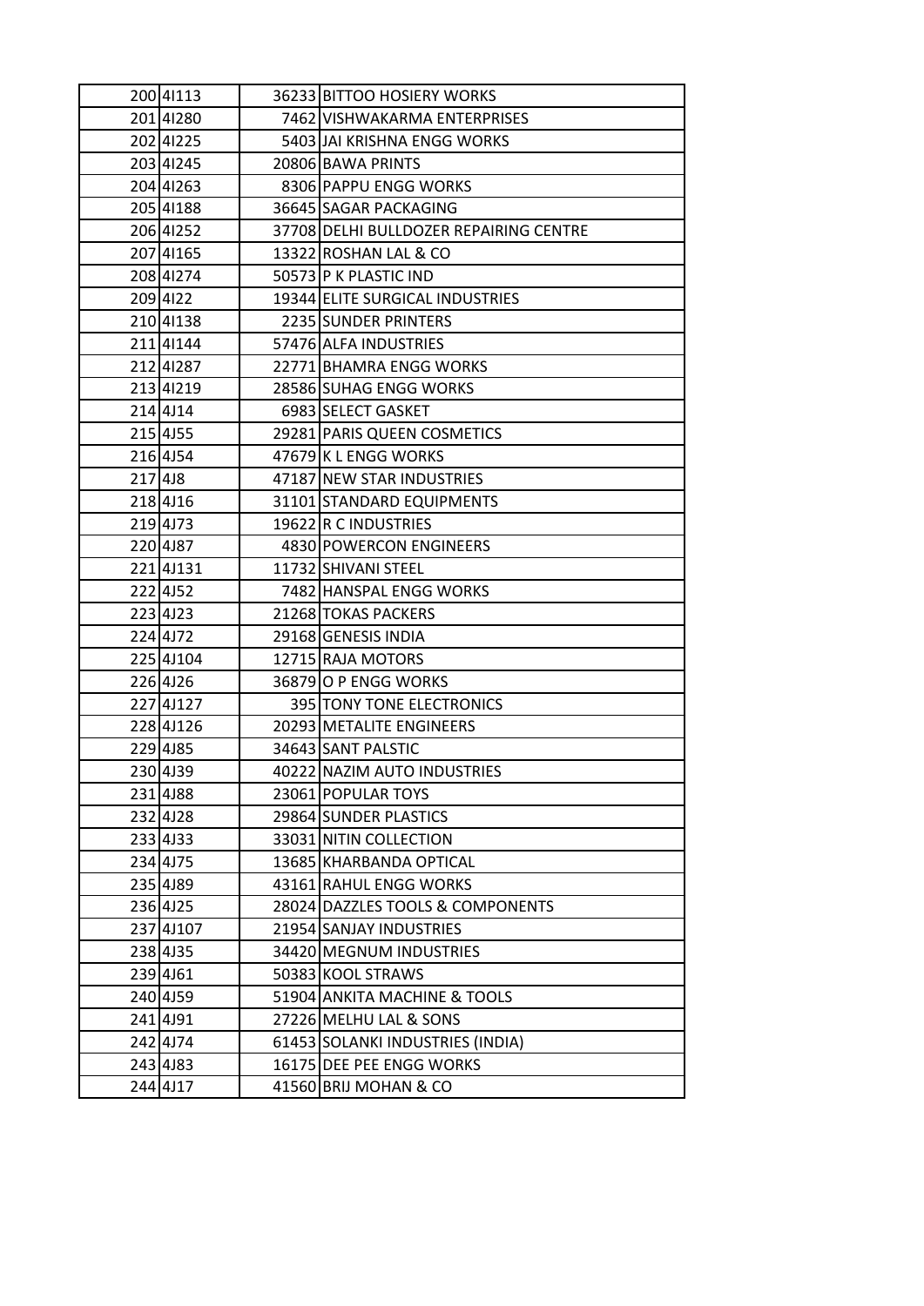| | | | |
|---|---|---|---|
| 200 | 4I113 | 36233 | BITTOO HOSIERY WORKS |
| 201 | 4I280 | 7462 | VISHWAKARMA ENTERPRISES |
| 202 | 4I225 | 5403 | JAI KRISHNA ENGG WORKS |
| 203 | 4I245 | 20806 | BAWA PRINTS |
| 204 | 4I263 | 8306 | PAPPU ENGG WORKS |
| 205 | 4I188 | 36645 | SAGAR PACKAGING |
| 206 | 4I252 | 37708 | DELHI BULLDOZER REPAIRING CENTRE |
| 207 | 4I165 | 13322 | ROSHAN LAL & CO |
| 208 | 4I274 | 50573 | P K PLASTIC IND |
| 209 | 4I22 | 19344 | ELITE SURGICAL INDUSTRIES |
| 210 | 4I138 | 2235 | SUNDER PRINTERS |
| 211 | 4I144 | 57476 | ALFA INDUSTRIES |
| 212 | 4I287 | 22771 | BHAMRA ENGG WORKS |
| 213 | 4I219 | 28586 | SUHAG ENGG WORKS |
| 214 | 4J14 | 6983 | SELECT GASKET |
| 215 | 4J55 | 29281 | PARIS QUEEN COSMETICS |
| 216 | 4J54 | 47679 | K L ENGG WORKS |
| 217 | 4J8 | 47187 | NEW STAR INDUSTRIES |
| 218 | 4J16 | 31101 | STANDARD EQUIPMENTS |
| 219 | 4J73 | 19622 | R C INDUSTRIES |
| 220 | 4J87 | 4830 | POWERCON ENGINEERS |
| 221 | 4J131 | 11732 | SHIVANI STEEL |
| 222 | 4J52 | 7482 | HANSPAL ENGG WORKS |
| 223 | 4J23 | 21268 | TOKAS PACKERS |
| 224 | 4J72 | 29168 | GENESIS INDIA |
| 225 | 4J104 | 12715 | RAJA MOTORS |
| 226 | 4J26 | 36879 | O P ENGG WORKS |
| 227 | 4J127 | 395 | TONY TONE ELECTRONICS |
| 228 | 4J126 | 20293 | METALITE ENGINEERS |
| 229 | 4J85 | 34643 | SANT PALSTIC |
| 230 | 4J39 | 40222 | NAZIM AUTO INDUSTRIES |
| 231 | 4J88 | 23061 | POPULAR TOYS |
| 232 | 4J28 | 29864 | SUNDER PLASTICS |
| 233 | 4J33 | 33031 | NITIN COLLECTION |
| 234 | 4J75 | 13685 | KHARBANDA OPTICAL |
| 235 | 4J89 | 43161 | RAHUL ENGG WORKS |
| 236 | 4J25 | 28024 | DAZZLES TOOLS & COMPONENTS |
| 237 | 4J107 | 21954 | SANJAY INDUSTRIES |
| 238 | 4J35 | 34420 | MEGNUM INDUSTRIES |
| 239 | 4J61 | 50383 | KOOL STRAWS |
| 240 | 4J59 | 51904 | ANKITA MACHINE & TOOLS |
| 241 | 4J91 | 27226 | MELHU LAL & SONS |
| 242 | 4J74 | 61453 | SOLANKI INDUSTRIES (INDIA) |
| 243 | 4J83 | 16175 | DEE PEE ENGG WORKS |
| 244 | 4J17 | 41560 | BRIJ MOHAN & CO |